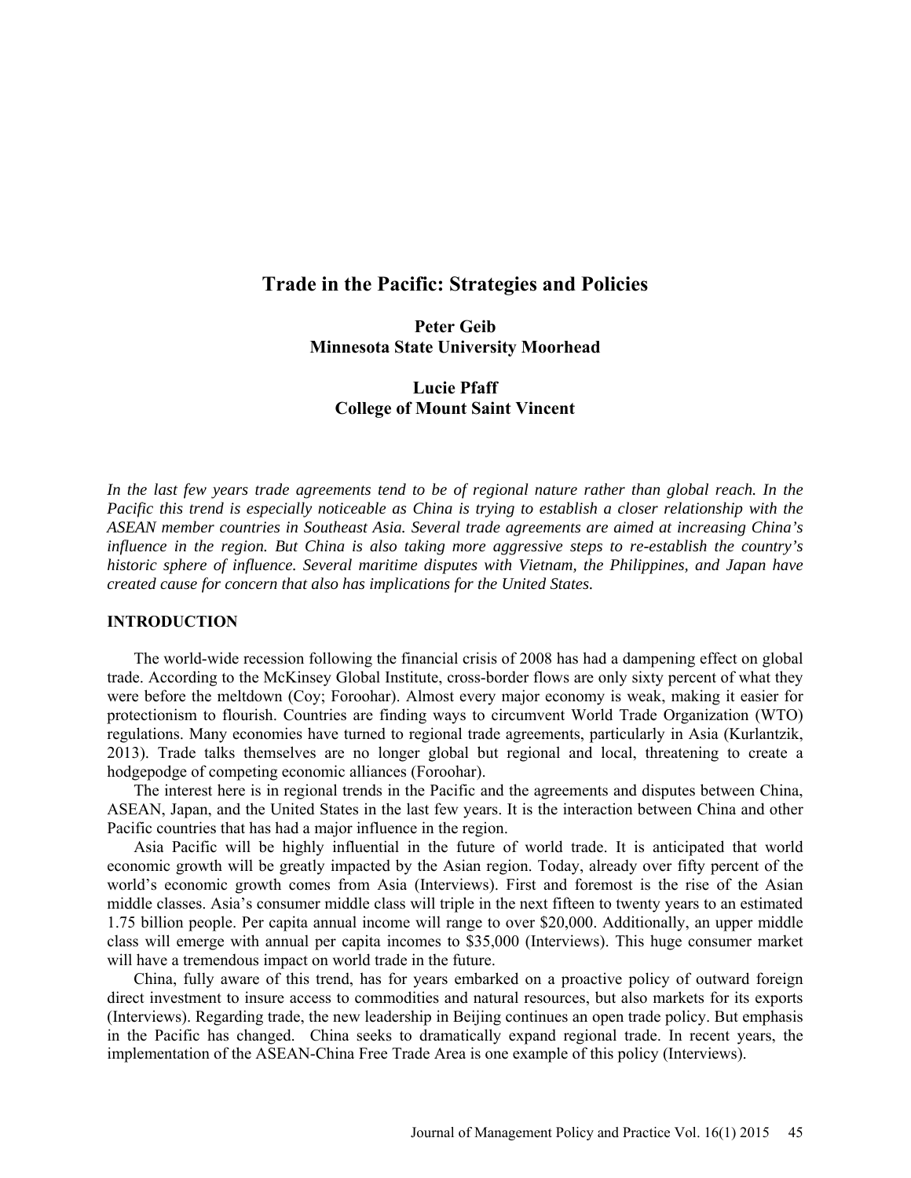# Trade in the Pacific: Strategies and Policies

**Peter Geib**
**Minnesota State University Moorhead**

**Lucie Pfaff**
**College of Mount Saint Vincent**

*In the last few years trade agreements tend to be of regional nature rather than global reach. In the Pacific this trend is especially noticeable as China is trying to establish a closer relationship with the ASEAN member countries in Southeast Asia. Several trade agreements are aimed at increasing China's influence in the region. But China is also taking more aggressive steps to re-establish the country's historic sphere of influence. Several maritime disputes with Vietnam, the Philippines, and Japan have created cause for concern that also has implications for the United States.*

## INTRODUCTION

The world-wide recession following the financial crisis of 2008 has had a dampening effect on global trade. According to the McKinsey Global Institute, cross-border flows are only sixty percent of what they were before the meltdown (Coy; Foroohar). Almost every major economy is weak, making it easier for protectionism to flourish. Countries are finding ways to circumvent World Trade Organization (WTO) regulations. Many economies have turned to regional trade agreements, particularly in Asia (Kurlantzik, 2013). Trade talks themselves are no longer global but regional and local, threatening to create a hodgepodge of competing economic alliances (Foroohar).

The interest here is in regional trends in the Pacific and the agreements and disputes between China, ASEAN, Japan, and the United States in the last few years. It is the interaction between China and other Pacific countries that has had a major influence in the region.

Asia Pacific will be highly influential in the future of world trade. It is anticipated that world economic growth will be greatly impacted by the Asian region. Today, already over fifty percent of the world's economic growth comes from Asia (Interviews). First and foremost is the rise of the Asian middle classes. Asia's consumer middle class will triple in the next fifteen to twenty years to an estimated 1.75 billion people. Per capita annual income will range to over $20,000. Additionally, an upper middle class will emerge with annual per capita incomes to $35,000 (Interviews). This huge consumer market will have a tremendous impact on world trade in the future.

China, fully aware of this trend, has for years embarked on a proactive policy of outward foreign direct investment to insure access to commodities and natural resources, but also markets for its exports (Interviews). Regarding trade, the new leadership in Beijing continues an open trade policy. But emphasis in the Pacific has changed. China seeks to dramatically expand regional trade. In recent years, the implementation of the ASEAN-China Free Trade Area is one example of this policy (Interviews).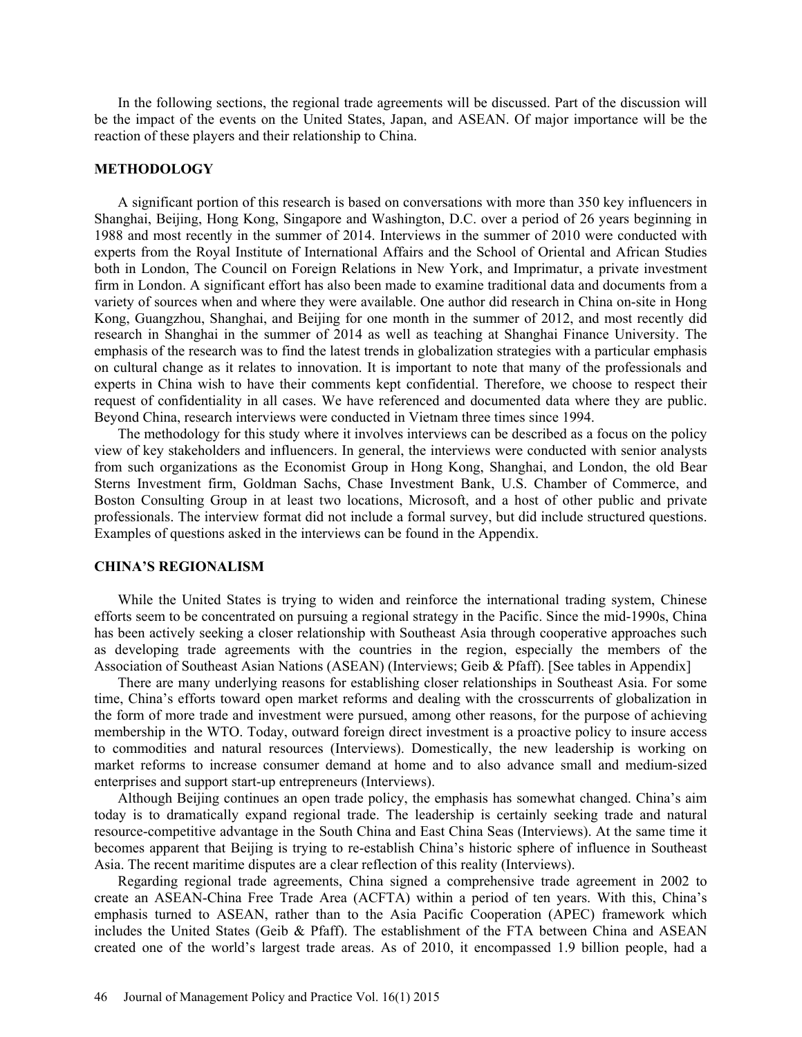In the following sections, the regional trade agreements will be discussed. Part of the discussion will be the impact of the events on the United States, Japan, and ASEAN. Of major importance will be the reaction of these players and their relationship to China.

## METHODOLOGY

A significant portion of this research is based on conversations with more than 350 key influencers in Shanghai, Beijing, Hong Kong, Singapore and Washington, D.C. over a period of 26 years beginning in 1988 and most recently in the summer of 2014. Interviews in the summer of 2010 were conducted with experts from the Royal Institute of International Affairs and the School of Oriental and African Studies both in London, The Council on Foreign Relations in New York, and Imprimatur, a private investment firm in London. A significant effort has also been made to examine traditional data and documents from a variety of sources when and where they were available. One author did research in China on-site in Hong Kong, Guangzhou, Shanghai, and Beijing for one month in the summer of 2012, and most recently did research in Shanghai in the summer of 2014 as well as teaching at Shanghai Finance University. The emphasis of the research was to find the latest trends in globalization strategies with a particular emphasis on cultural change as it relates to innovation. It is important to note that many of the professionals and experts in China wish to have their comments kept confidential. Therefore, we choose to respect their request of confidentiality in all cases. We have referenced and documented data where they are public. Beyond China, research interviews were conducted in Vietnam three times since 1994.

The methodology for this study where it involves interviews can be described as a focus on the policy view of key stakeholders and influencers. In general, the interviews were conducted with senior analysts from such organizations as the Economist Group in Hong Kong, Shanghai, and London, the old Bear Sterns Investment firm, Goldman Sachs, Chase Investment Bank, U.S. Chamber of Commerce, and Boston Consulting Group in at least two locations, Microsoft, and a host of other public and private professionals. The interview format did not include a formal survey, but did include structured questions. Examples of questions asked in the interviews can be found in the Appendix.

## CHINA'S REGIONALISM

While the United States is trying to widen and reinforce the international trading system, Chinese efforts seem to be concentrated on pursuing a regional strategy in the Pacific. Since the mid-1990s, China has been actively seeking a closer relationship with Southeast Asia through cooperative approaches such as developing trade agreements with the countries in the region, especially the members of the Association of Southeast Asian Nations (ASEAN) (Interviews; Geib & Pfaff). [See tables in Appendix]

There are many underlying reasons for establishing closer relationships in Southeast Asia. For some time, China's efforts toward open market reforms and dealing with the crosscurrents of globalization in the form of more trade and investment were pursued, among other reasons, for the purpose of achieving membership in the WTO. Today, outward foreign direct investment is a proactive policy to insure access to commodities and natural resources (Interviews). Domestically, the new leadership is working on market reforms to increase consumer demand at home and to also advance small and medium-sized enterprises and support start-up entrepreneurs (Interviews).

Although Beijing continues an open trade policy, the emphasis has somewhat changed. China's aim today is to dramatically expand regional trade. The leadership is certainly seeking trade and natural resource-competitive advantage in the South China and East China Seas (Interviews). At the same time it becomes apparent that Beijing is trying to re-establish China's historic sphere of influence in Southeast Asia. The recent maritime disputes are a clear reflection of this reality (Interviews).

Regarding regional trade agreements, China signed a comprehensive trade agreement in 2002 to create an ASEAN-China Free Trade Area (ACFTA) within a period of ten years. With this, China's emphasis turned to ASEAN, rather than to the Asia Pacific Cooperation (APEC) framework which includes the United States (Geib & Pfaff). The establishment of the FTA between China and ASEAN created one of the world's largest trade areas. As of 2010, it encompassed 1.9 billion people, had a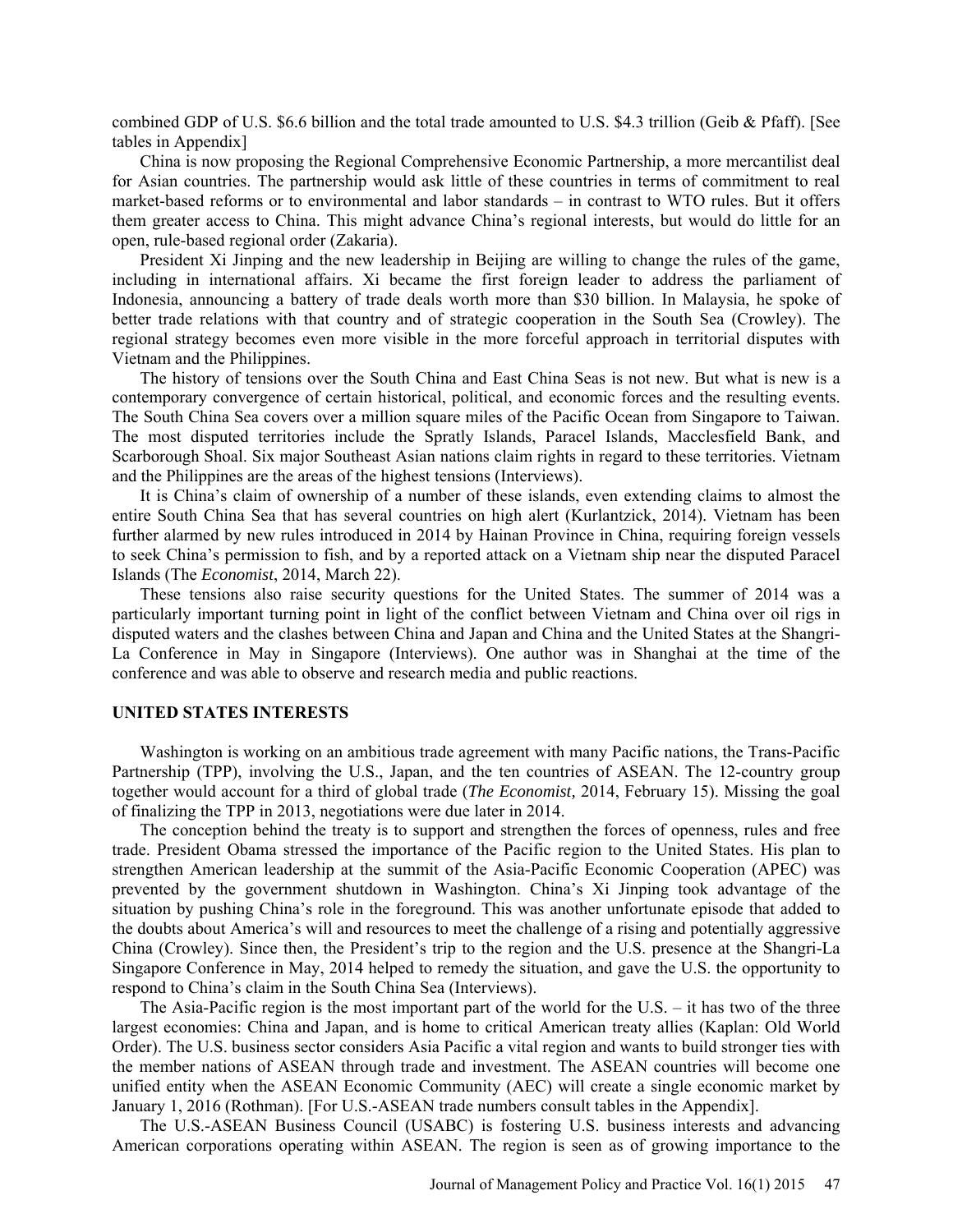combined GDP of U.S. $6.6 billion and the total trade amounted to U.S. $4.3 trillion (Geib & Pfaff). [See tables in Appendix]

China is now proposing the Regional Comprehensive Economic Partnership, a more mercantilist deal for Asian countries. The partnership would ask little of these countries in terms of commitment to real market-based reforms or to environmental and labor standards – in contrast to WTO rules. But it offers them greater access to China. This might advance China's regional interests, but would do little for an open, rule-based regional order (Zakaria).

President Xi Jinping and the new leadership in Beijing are willing to change the rules of the game, including in international affairs. Xi became the first foreign leader to address the parliament of Indonesia, announcing a battery of trade deals worth more than $30 billion. In Malaysia, he spoke of better trade relations with that country and of strategic cooperation in the South Sea (Crowley). The regional strategy becomes even more visible in the more forceful approach in territorial disputes with Vietnam and the Philippines.

The history of tensions over the South China and East China Seas is not new. But what is new is a contemporary convergence of certain historical, political, and economic forces and the resulting events. The South China Sea covers over a million square miles of the Pacific Ocean from Singapore to Taiwan. The most disputed territories include the Spratly Islands, Paracel Islands, Macclesfield Bank, and Scarborough Shoal. Six major Southeast Asian nations claim rights in regard to these territories. Vietnam and the Philippines are the areas of the highest tensions (Interviews).

It is China's claim of ownership of a number of these islands, even extending claims to almost the entire South China Sea that has several countries on high alert (Kurlantzick, 2014). Vietnam has been further alarmed by new rules introduced in 2014 by Hainan Province in China, requiring foreign vessels to seek China's permission to fish, and by a reported attack on a Vietnam ship near the disputed Paracel Islands (The *Economist*, 2014, March 22).

These tensions also raise security questions for the United States. The summer of 2014 was a particularly important turning point in light of the conflict between Vietnam and China over oil rigs in disputed waters and the clashes between China and Japan and China and the United States at the Shangri-La Conference in May in Singapore (Interviews). One author was in Shanghai at the time of the conference and was able to observe and research media and public reactions.

### UNITED STATES INTERESTS

Washington is working on an ambitious trade agreement with many Pacific nations, the Trans-Pacific Partnership (TPP), involving the U.S., Japan, and the ten countries of ASEAN. The 12-country group together would account for a third of global trade (*The Economist,* 2014, February 15). Missing the goal of finalizing the TPP in 2013, negotiations were due later in 2014.

The conception behind the treaty is to support and strengthen the forces of openness, rules and free trade. President Obama stressed the importance of the Pacific region to the United States. His plan to strengthen American leadership at the summit of the Asia-Pacific Economic Cooperation (APEC) was prevented by the government shutdown in Washington. China's Xi Jinping took advantage of the situation by pushing China's role in the foreground. This was another unfortunate episode that added to the doubts about America's will and resources to meet the challenge of a rising and potentially aggressive China (Crowley). Since then, the President's trip to the region and the U.S. presence at the Shangri-La Singapore Conference in May, 2014 helped to remedy the situation, and gave the U.S. the opportunity to respond to China's claim in the South China Sea (Interviews).

The Asia-Pacific region is the most important part of the world for the U.S. – it has two of the three largest economies: China and Japan, and is home to critical American treaty allies (Kaplan: Old World Order). The U.S. business sector considers Asia Pacific a vital region and wants to build stronger ties with the member nations of ASEAN through trade and investment. The ASEAN countries will become one unified entity when the ASEAN Economic Community (AEC) will create a single economic market by January 1, 2016 (Rothman). [For U.S.-ASEAN trade numbers consult tables in the Appendix].

The U.S.-ASEAN Business Council (USABC) is fostering U.S. business interests and advancing American corporations operating within ASEAN. The region is seen as of growing importance to the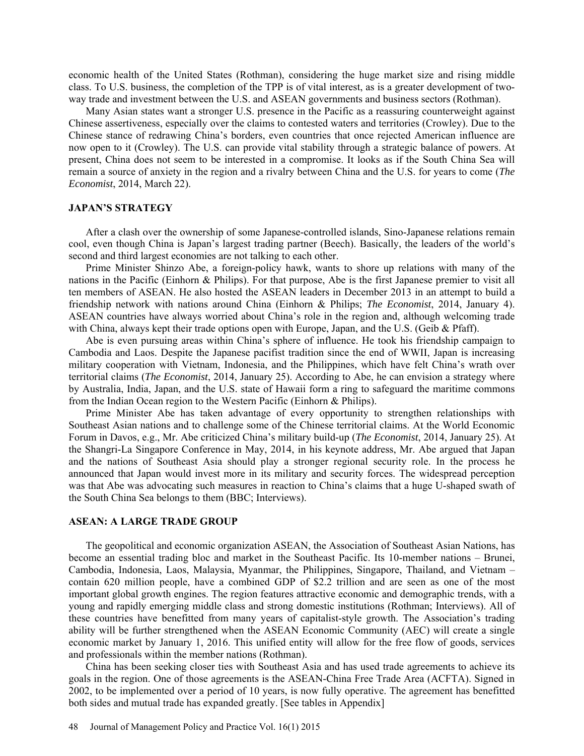economic health of the United States (Rothman), considering the huge market size and rising middle class. To U.S. business, the completion of the TPP is of vital interest, as is a greater development of two-way trade and investment between the U.S. and ASEAN governments and business sectors (Rothman).

Many Asian states want a stronger U.S. presence in the Pacific as a reassuring counterweight against Chinese assertiveness, especially over the claims to contested waters and territories (Crowley). Due to the Chinese stance of redrawing China's borders, even countries that once rejected American influence are now open to it (Crowley). The U.S. can provide vital stability through a strategic balance of powers. At present, China does not seem to be interested in a compromise. It looks as if the South China Sea will remain a source of anxiety in the region and a rivalry between China and the U.S. for years to come (*The Economist*, 2014, March 22).

## JAPAN'S STRATEGY

After a clash over the ownership of some Japanese-controlled islands, Sino-Japanese relations remain cool, even though China is Japan's largest trading partner (Beech). Basically, the leaders of the world's second and third largest economies are not talking to each other.

Prime Minister Shinzo Abe, a foreign-policy hawk, wants to shore up relations with many of the nations in the Pacific (Einhorn & Philips). For that purpose, Abe is the first Japanese premier to visit all ten members of ASEAN. He also hosted the ASEAN leaders in December 2013 in an attempt to build a friendship network with nations around China (Einhorn & Philips; *The Economist*, 2014, January 4). ASEAN countries have always worried about China's role in the region and, although welcoming trade with China, always kept their trade options open with Europe, Japan, and the U.S. (Geib & Pfaff).

Abe is even pursuing areas within China's sphere of influence. He took his friendship campaign to Cambodia and Laos. Despite the Japanese pacifist tradition since the end of WWII, Japan is increasing military cooperation with Vietnam, Indonesia, and the Philippines, which have felt China's wrath over territorial claims (*The Economist*, 2014, January 25). According to Abe, he can envision a strategy where by Australia, India, Japan, and the U.S. state of Hawaii form a ring to safeguard the maritime commons from the Indian Ocean region to the Western Pacific (Einhorn & Philips).

Prime Minister Abe has taken advantage of every opportunity to strengthen relationships with Southeast Asian nations and to challenge some of the Chinese territorial claims. At the World Economic Forum in Davos, e.g., Mr. Abe criticized China's military build-up (*The Economist*, 2014, January 25). At the Shangri-La Singapore Conference in May, 2014, in his keynote address, Mr. Abe argued that Japan and the nations of Southeast Asia should play a stronger regional security role. In the process he announced that Japan would invest more in its military and security forces. The widespread perception was that Abe was advocating such measures in reaction to China's claims that a huge U-shaped swath of the South China Sea belongs to them (BBC; Interviews).

## ASEAN: A LARGE TRADE GROUP

The geopolitical and economic organization ASEAN, the Association of Southeast Asian Nations, has become an essential trading bloc and market in the Southeast Pacific. Its 10-member nations – Brunei, Cambodia, Indonesia, Laos, Malaysia, Myanmar, the Philippines, Singapore, Thailand, and Vietnam – contain 620 million people, have a combined GDP of \$2.2 trillion and are seen as one of the most important global growth engines. The region features attractive economic and demographic trends, with a young and rapidly emerging middle class and strong domestic institutions (Rothman; Interviews). All of these countries have benefitted from many years of capitalist-style growth. The Association's trading ability will be further strengthened when the ASEAN Economic Community (AEC) will create a single economic market by January 1, 2016. This unified entity will allow for the free flow of goods, services and professionals within the member nations (Rothman).

China has been seeking closer ties with Southeast Asia and has used trade agreements to achieve its goals in the region. One of those agreements is the ASEAN-China Free Trade Area (ACFTA). Signed in 2002, to be implemented over a period of 10 years, is now fully operative. The agreement has benefitted both sides and mutual trade has expanded greatly. [See tables in Appendix]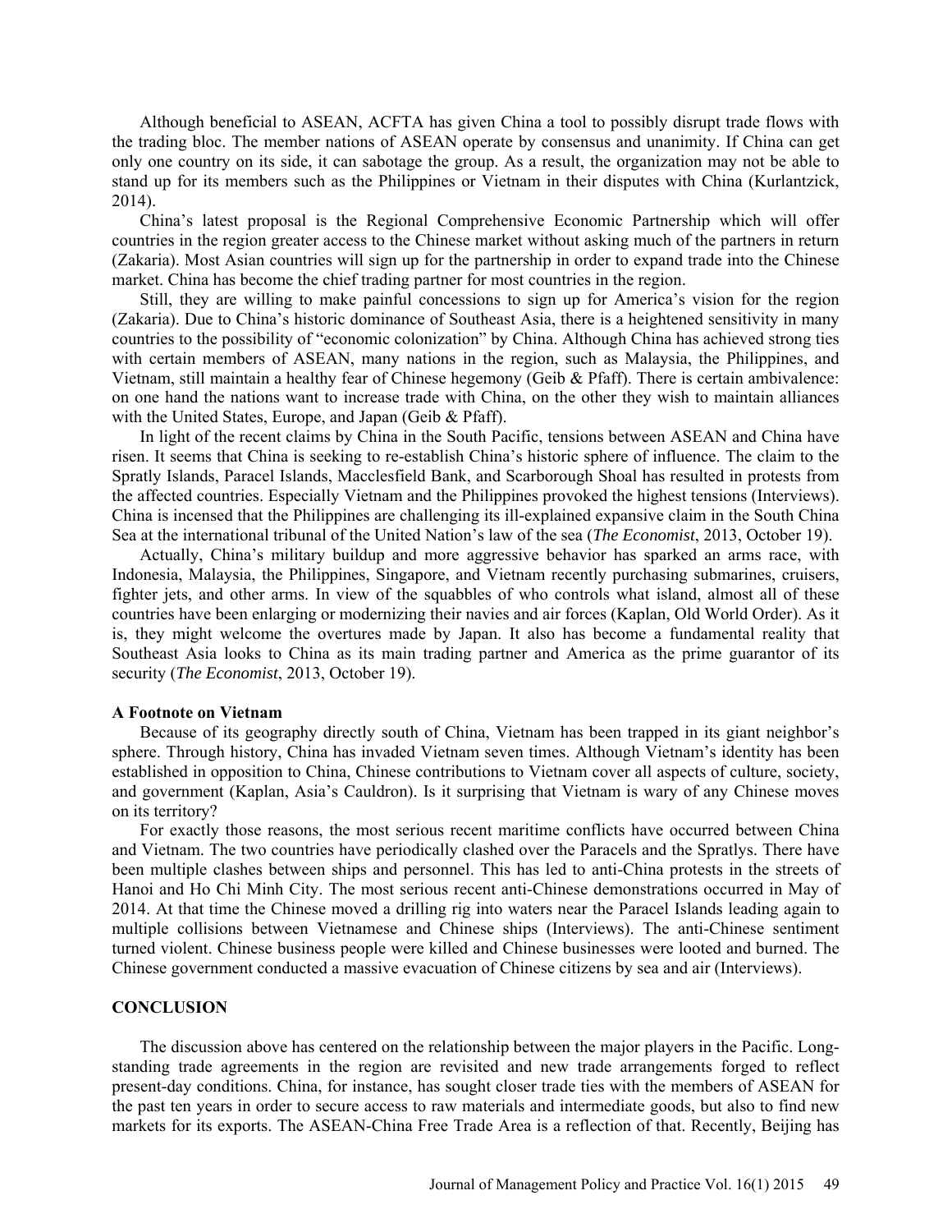Although beneficial to ASEAN, ACFTA has given China a tool to possibly disrupt trade flows with the trading bloc. The member nations of ASEAN operate by consensus and unanimity. If China can get only one country on its side, it can sabotage the group. As a result, the organization may not be able to stand up for its members such as the Philippines or Vietnam in their disputes with China (Kurlantzick, 2014).

China's latest proposal is the Regional Comprehensive Economic Partnership which will offer countries in the region greater access to the Chinese market without asking much of the partners in return (Zakaria). Most Asian countries will sign up for the partnership in order to expand trade into the Chinese market. China has become the chief trading partner for most countries in the region.

Still, they are willing to make painful concessions to sign up for America's vision for the region (Zakaria). Due to China's historic dominance of Southeast Asia, there is a heightened sensitivity in many countries to the possibility of "economic colonization" by China. Although China has achieved strong ties with certain members of ASEAN, many nations in the region, such as Malaysia, the Philippines, and Vietnam, still maintain a healthy fear of Chinese hegemony (Geib & Pfaff). There is certain ambivalence: on one hand the nations want to increase trade with China, on the other they wish to maintain alliances with the United States, Europe, and Japan (Geib & Pfaff).

In light of the recent claims by China in the South Pacific, tensions between ASEAN and China have risen. It seems that China is seeking to re-establish China's historic sphere of influence. The claim to the Spratly Islands, Paracel Islands, Macclesfield Bank, and Scarborough Shoal has resulted in protests from the affected countries. Especially Vietnam and the Philippines provoked the highest tensions (Interviews). China is incensed that the Philippines are challenging its ill-explained expansive claim in the South China Sea at the international tribunal of the United Nation's law of the sea (*The Economist*, 2013, October 19).

Actually, China's military buildup and more aggressive behavior has sparked an arms race, with Indonesia, Malaysia, the Philippines, Singapore, and Vietnam recently purchasing submarines, cruisers, fighter jets, and other arms. In view of the squabbles of who controls what island, almost all of these countries have been enlarging or modernizing their navies and air forces (Kaplan, Old World Order). As it is, they might welcome the overtures made by Japan. It also has become a fundamental reality that Southeast Asia looks to China as its main trading partner and America as the prime guarantor of its security (*The Economist*, 2013, October 19).

**A Footnote on Vietnam**

Because of its geography directly south of China, Vietnam has been trapped in its giant neighbor's sphere. Through history, China has invaded Vietnam seven times. Although Vietnam's identity has been established in opposition to China, Chinese contributions to Vietnam cover all aspects of culture, society, and government (Kaplan, Asia's Cauldron). Is it surprising that Vietnam is wary of any Chinese moves on its territory?

For exactly those reasons, the most serious recent maritime conflicts have occurred between China and Vietnam. The two countries have periodically clashed over the Paracels and the Spratlys. There have been multiple clashes between ships and personnel. This has led to anti-China protests in the streets of Hanoi and Ho Chi Minh City. The most serious recent anti-Chinese demonstrations occurred in May of 2014. At that time the Chinese moved a drilling rig into waters near the Paracel Islands leading again to multiple collisions between Vietnamese and Chinese ships (Interviews). The anti-Chinese sentiment turned violent. Chinese business people were killed and Chinese businesses were looted and burned. The Chinese government conducted a massive evacuation of Chinese citizens by sea and air (Interviews).

## CONCLUSION

The discussion above has centered on the relationship between the major players in the Pacific. Long-standing trade agreements in the region are revisited and new trade arrangements forged to reflect present-day conditions. China, for instance, has sought closer trade ties with the members of ASEAN for the past ten years in order to secure access to raw materials and intermediate goods, but also to find new markets for its exports. The ASEAN-China Free Trade Area is a reflection of that. Recently, Beijing has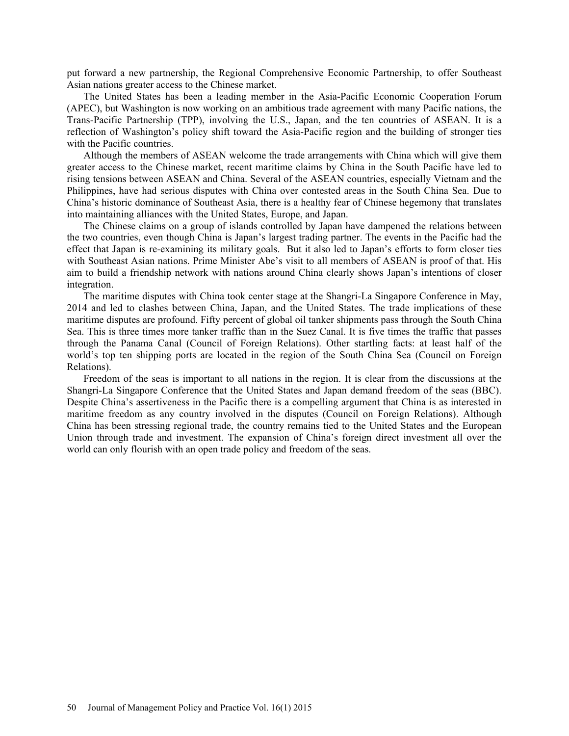put forward a new partnership, the Regional Comprehensive Economic Partnership, to offer Southeast Asian nations greater access to the Chinese market.

The United States has been a leading member in the Asia-Pacific Economic Cooperation Forum (APEC), but Washington is now working on an ambitious trade agreement with many Pacific nations, the Trans-Pacific Partnership (TPP), involving the U.S., Japan, and the ten countries of ASEAN. It is a reflection of Washington's policy shift toward the Asia-Pacific region and the building of stronger ties with the Pacific countries.

Although the members of ASEAN welcome the trade arrangements with China which will give them greater access to the Chinese market, recent maritime claims by China in the South Pacific have led to rising tensions between ASEAN and China. Several of the ASEAN countries, especially Vietnam and the Philippines, have had serious disputes with China over contested areas in the South China Sea. Due to China's historic dominance of Southeast Asia, there is a healthy fear of Chinese hegemony that translates into maintaining alliances with the United States, Europe, and Japan.

The Chinese claims on a group of islands controlled by Japan have dampened the relations between the two countries, even though China is Japan's largest trading partner. The events in the Pacific had the effect that Japan is re-examining its military goals. But it also led to Japan's efforts to form closer ties with Southeast Asian nations. Prime Minister Abe's visit to all members of ASEAN is proof of that. His aim to build a friendship network with nations around China clearly shows Japan's intentions of closer integration.

The maritime disputes with China took center stage at the Shangri-La Singapore Conference in May, 2014 and led to clashes between China, Japan, and the United States. The trade implications of these maritime disputes are profound. Fifty percent of global oil tanker shipments pass through the South China Sea. This is three times more tanker traffic than in the Suez Canal. It is five times the traffic that passes through the Panama Canal (Council of Foreign Relations). Other startling facts: at least half of the world's top ten shipping ports are located in the region of the South China Sea (Council on Foreign Relations).

Freedom of the seas is important to all nations in the region. It is clear from the discussions at the Shangri-La Singapore Conference that the United States and Japan demand freedom of the seas (BBC). Despite China's assertiveness in the Pacific there is a compelling argument that China is as interested in maritime freedom as any country involved in the disputes (Council on Foreign Relations). Although China has been stressing regional trade, the country remains tied to the United States and the European Union through trade and investment. The expansion of China's foreign direct investment all over the world can only flourish with an open trade policy and freedom of the seas.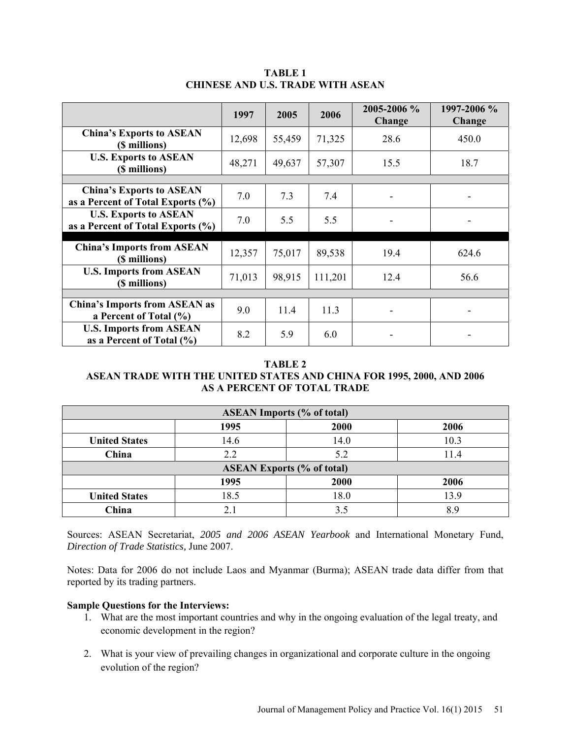**TABLE 1**
**CHINESE AND U.S. TRADE WITH ASEAN**

| | 1997 | 2005 | 2006 | 2005-2006 % Change | 1997-2006 % Change |
|---|---|---|---|---|---|
| **China's Exports to ASEAN ($ millions)** | 12,698 | 55,459 | 71,325 | 28.6 | 450.0 |
| **U.S. Exports to ASEAN ($ millions)** | 48,271 | 49,637 | 57,307 | 15.5 | 18.7 |
| | | | | | |
| **China's Exports to ASEAN as a Percent of Total Exports (%)** | 7.0 | 7.3 | 7.4 | - | - |
| **U.S. Exports to ASEAN as a Percent of Total Exports (%)** | 7.0 | 5.5 | 5.5 | - | - |
| | | | | | |
| **China's Imports from ASEAN ($ millions)** | 12,357 | 75,017 | 89,538 | 19.4 | 624.6 |
| **U.S. Imports from ASEAN ($ millions)** | 71,013 | 98,915 | 111,201 | 12.4 | 56.6 |
| | | | | | |
| **China's Imports from ASEAN as a Percent of Total (%)** | 9.0 | 11.4 | 11.3 | - | - |
| **U.S. Imports from ASEAN as a Percent of Total (%)** | 8.2 | 5.9 | 6.0 | - | - |

**TABLE 2**
**ASEAN TRADE WITH THE UNITED STATES AND CHINA FOR 1995, 2000, AND 2006 AS A PERCENT OF TOTAL TRADE**

| **ASEAN Imports (% of total)** | | | |
|---|---|---|---|
| | **1995** | **2000** | **2006** |
| **United States** | 14.6 | 14.0 | 10.3 |
| **China** | 2.2 | 5.2 | 11.4 |
| **ASEAN Exports (% of total)** | | | |
| | **1995** | **2000** | **2006** |
| **United States** | 18.5 | 18.0 | 13.9 |
| **China** | 2.1 | 3.5 | 8.9 |

Sources: ASEAN Secretariat, *2005 and 2006 ASEAN Yearbook* and International Monetary Fund, *Direction of Trade Statistics,* June 2007.

Notes: Data for 2006 do not include Laos and Myanmar (Burma); ASEAN trade data differ from that reported by its trading partners.

**Sample Questions for the Interviews:**

1. What are the most important countries and why in the ongoing evaluation of the legal treaty, and economic development in the region?

2. What is your view of prevailing changes in organizational and corporate culture in the ongoing evolution of the region?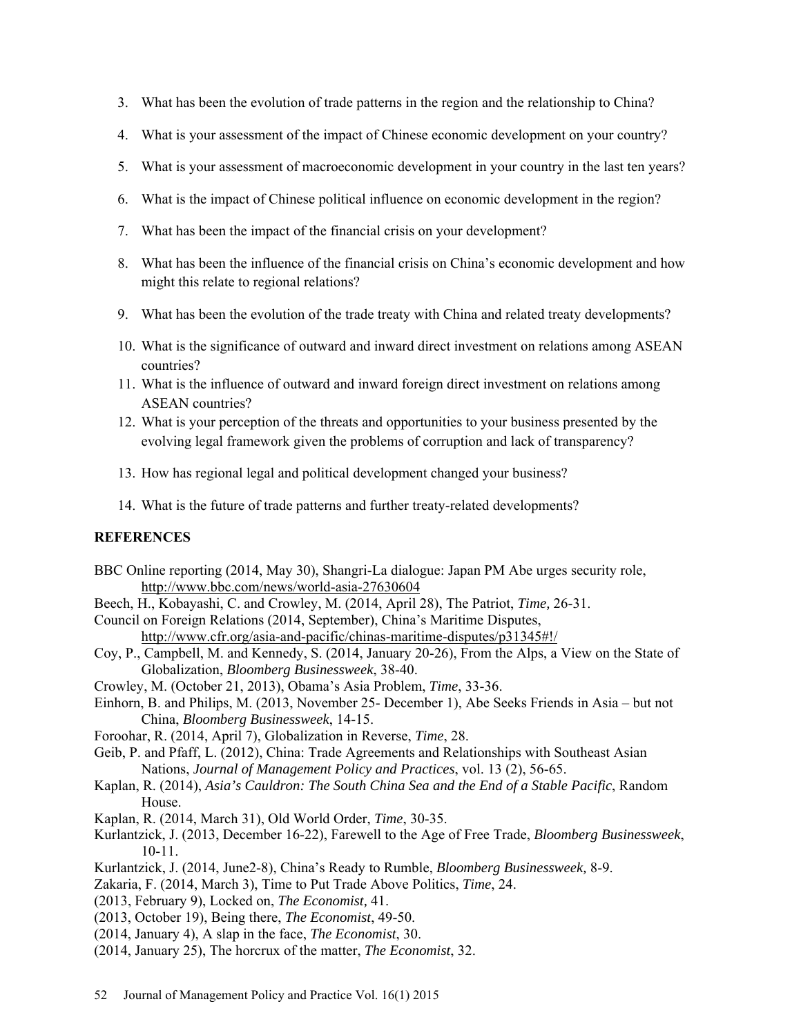3. What has been the evolution of trade patterns in the region and the relationship to China?
4. What is your assessment of the impact of Chinese economic development on your country?
5. What is your assessment of macroeconomic development in your country in the last ten years?
6. What is the impact of Chinese political influence on economic development in the region?
7. What has been the impact of the financial crisis on your development?
8. What has been the influence of the financial crisis on China's economic development and how might this relate to regional relations?
9. What has been the evolution of the trade treaty with China and related treaty developments?
10. What is the significance of outward and inward direct investment on relations among ASEAN countries?
11. What is the influence of outward and inward foreign direct investment on relations among ASEAN countries?
12. What is your perception of the threats and opportunities to your business presented by the evolving legal framework given the problems of corruption and lack of transparency?
13. How has regional legal and political development changed your business?
14. What is the future of trade patterns and further treaty-related developments?

## REFERENCES

BBC Online reporting (2014, May 30), Shangri-La dialogue: Japan PM Abe urges security role, http://www.bbc.com/news/world-asia-27630604

Beech, H., Kobayashi, C. and Crowley, M. (2014, April 28), The Patriot, *Time,* 26-31.

Council on Foreign Relations (2014, September), China's Maritime Disputes, http://www.cfr.org/asia-and-pacific/chinas-maritime-disputes/p31345#!/

Coy, P., Campbell, M. and Kennedy, S. (2014, January 20-26), From the Alps, a View on the State of Globalization, *Bloomberg Businessweek*, 38-40.

Crowley, M. (October 21, 2013), Obama's Asia Problem, *Time*, 33-36.

Einhorn, B. and Philips, M. (2013, November 25- December 1), Abe Seeks Friends in Asia – but not China, *Bloomberg Businessweek*, 14-15.

Foroohar, R. (2014, April 7), Globalization in Reverse, *Time*, 28.

Geib, P. and Pfaff, L. (2012), China: Trade Agreements and Relationships with Southeast Asian Nations, *Journal of Management Policy and Practices*, vol. 13 (2), 56-65.

Kaplan, R. (2014), *Asia's Cauldron: The South China Sea and the End of a Stable Pacific*, Random House.

Kaplan, R. (2014, March 31), Old World Order, *Time*, 30-35.

Kurlantzick, J. (2013, December 16-22), Farewell to the Age of Free Trade, *Bloomberg Businessweek*, 10-11.

Kurlantzick, J. (2014, June2-8), China's Ready to Rumble, *Bloomberg Businessweek,* 8-9.

Zakaria, F. (2014, March 3), Time to Put Trade Above Politics, *Time*, 24.

(2013, February 9), Locked on, *The Economist,* 41.

(2013, October 19), Being there, *The Economist*, 49-50.

(2014, January 4), A slap in the face, *The Economist*, 30.

(2014, January 25), The horcrux of the matter, *The Economist*, 32.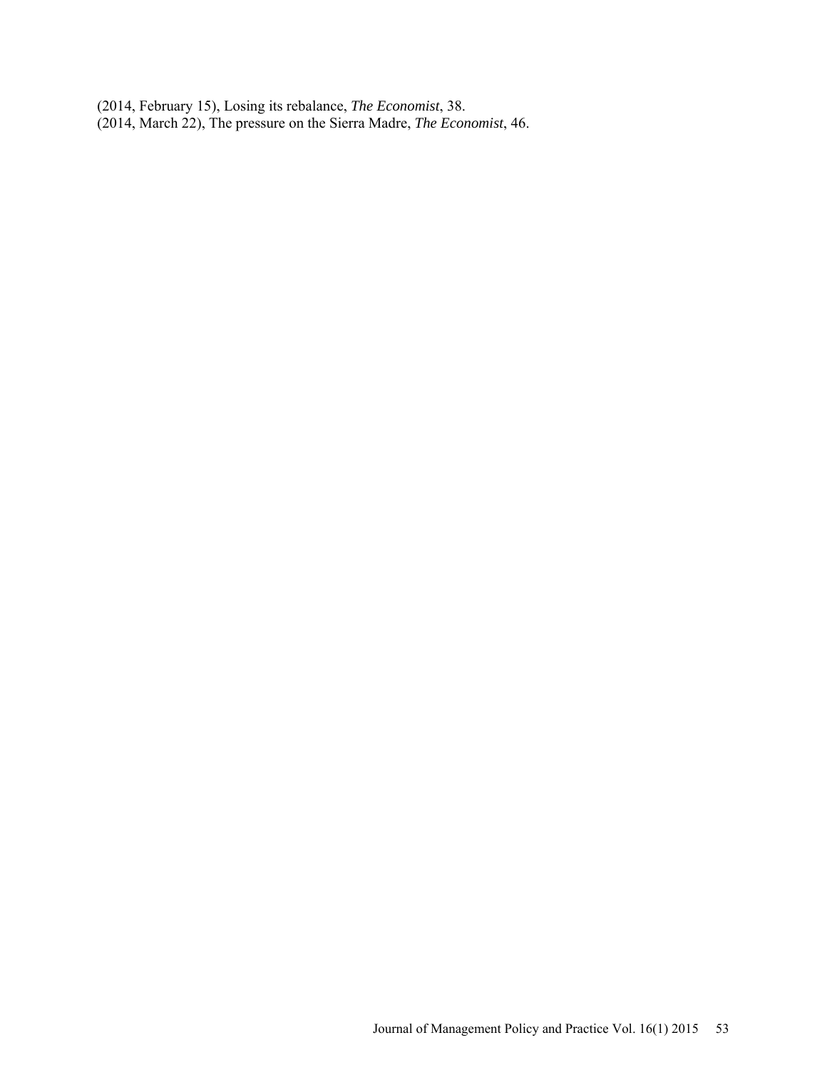(2014, February 15), Losing its rebalance, *The Economist*, 38.
(2014, March 22), The pressure on the Sierra Madre, *The Economist*, 46.